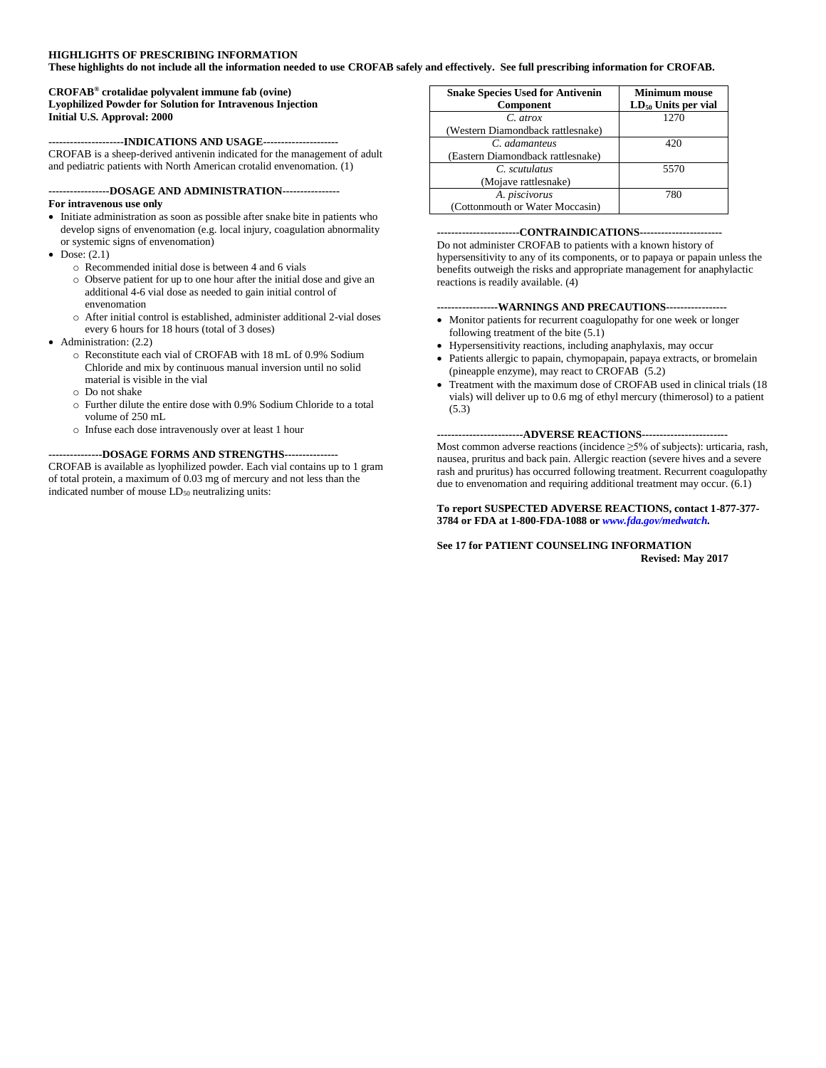**HIGHLIGHTS OF PRESCRIBING INFORMATION**

**These highlights do not include all the information needed to use CROFAB safely and effectively. See full prescribing information for CROFAB.**

**CROFAB® crotalidae polyvalent immune fab (ovine)**
**Lyophilized Powder for Solution for Intravenous Injection**
**Initial U.S. Approval: 2000**

**---------------------INDICATIONS AND USAGE---------------------**

CROFAB is a sheep-derived antivenin indicated for the management of adult and pediatric patients with North American crotalid envenomation. (1)

**-----------------DOSAGE AND ADMINISTRATION----------------**

**For intravenous use only**

- Initiate administration as soon as possible after snake bite in patients who develop signs of envenomation (e.g. local injury, coagulation abnormality or systemic signs of envenomation)
- Dose: (2.1)
  - Recommended initial dose is between 4 and 6 vials
  - Observe patient for up to one hour after the initial dose and give an additional 4-6 vial dose as needed to gain initial control of envenomation
  - After initial control is established, administer additional 2-vial doses every 6 hours for 18 hours (total of 3 doses)
- Administration: (2.2)
  - Reconstitute each vial of CROFAB with 18 mL of 0.9% Sodium Chloride and mix by continuous manual inversion until no solid material is visible in the vial
  - Do not shake
  - Further dilute the entire dose with 0.9% Sodium Chloride to a total volume of 250 mL
  - Infuse each dose intravenously over at least 1 hour

**---------------DOSAGE FORMS AND STRENGTHS---------------**

CROFAB is available as lyophilized powder. Each vial contains up to 1 gram of total protein, a maximum of 0.03 mg of mercury and not less than the indicated number of mouse $LD_{50}$ neutralizing units:

| Snake Species Used for Antivenin Component | Minimum mouse $LD_{50}$ Units per vial |
|---|---|
| *C. atrox* (Western Diamondback rattlesnake) | 1270 |
| *C. adamanteus* (Eastern Diamondback rattlesnake) | 420 |
| *C. scutulatus* (Mojave rattlesnake) | 5570 |
| *A. piscivorus* (Cottonmouth or Water Moccasin) | 780 |

**-----------------------CONTRAINDICATIONS-----------------------**

Do not administer CROFAB to patients with a known history of hypersensitivity to any of its components, or to papaya or papain unless the benefits outweigh the risks and appropriate management for anaphylactic reactions is readily available. (4)

**-----------------WARNINGS AND PRECAUTIONS-----------------**

- Monitor patients for recurrent coagulopathy for one week or longer following treatment of the bite (5.1)
- Hypersensitivity reactions, including anaphylaxis, may occur
- Patients allergic to papain, chymopapain, papaya extracts, or bromelain (pineapple enzyme), may react to CROFAB (5.2)
- Treatment with the maximum dose of CROFAB used in clinical trials (18 vials) will deliver up to 0.6 mg of ethyl mercury (thimerosol) to a patient (5.3)

**------------------------ADVERSE REACTIONS------------------------**

Most common adverse reactions (incidence ≥5% of subjects): urticaria, rash, nausea, pruritus and back pain. Allergic reaction (severe hives and a severe rash and pruritus) has occurred following treatment. Recurrent coagulopathy due to envenomation and requiring additional treatment may occur. (6.1)

**To report SUSPECTED ADVERSE REACTIONS, contact 1-877-377-3784 or FDA at 1-800-FDA-1088 or *www.fda.gov/medwatch*.**

**See 17 for PATIENT COUNSELING INFORMATION**

**Revised: May 2017**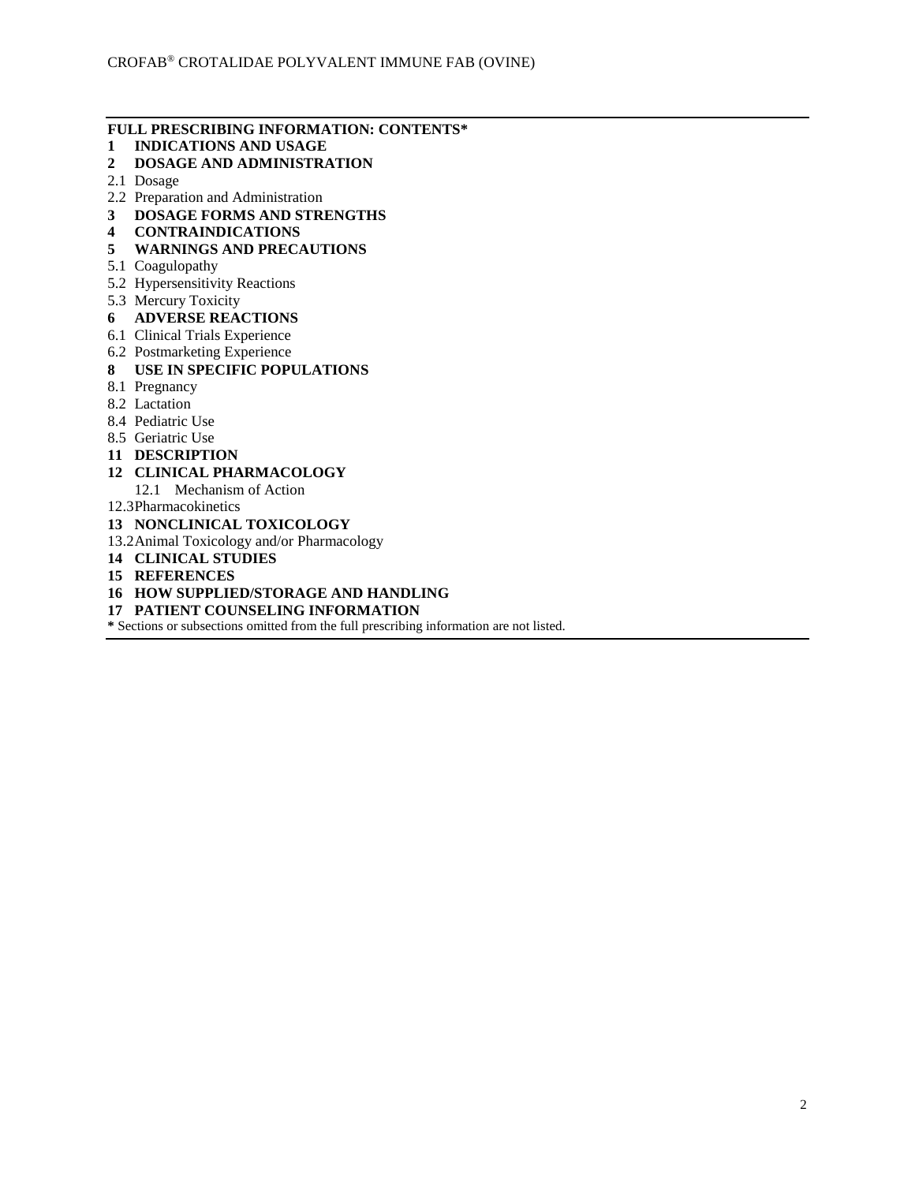**FULL PRESCRIBING INFORMATION: CONTENTS***

**1 INDICATIONS AND USAGE**

**2 DOSAGE AND ADMINISTRATION**

2.1 Dosage

2.2 Preparation and Administration

**3 DOSAGE FORMS AND STRENGTHS**

**4 CONTRAINDICATIONS**

**5 WARNINGS AND PRECAUTIONS**

5.1 Coagulopathy

5.2 Hypersensitivity Reactions

5.3 Mercury Toxicity

**6 ADVERSE REACTIONS**

6.1 Clinical Trials Experience

6.2 Postmarketing Experience

**8 USE IN SPECIFIC POPULATIONS**

8.1 Pregnancy

8.2 Lactation

8.4 Pediatric Use

8.5 Geriatric Use

**11 DESCRIPTION**

**12 CLINICAL PHARMACOLOGY**

12.1 Mechanism of Action

12.3 Pharmacokinetics

**13 NONCLINICAL TOXICOLOGY**

13.2 Animal Toxicology and/or Pharmacology

**14 CLINICAL STUDIES**

**15 REFERENCES**

**16 HOW SUPPLIED/STORAGE AND HANDLING**

**17 PATIENT COUNSELING INFORMATION**

**\*** Sections or subsections omitted from the full prescribing information are not listed.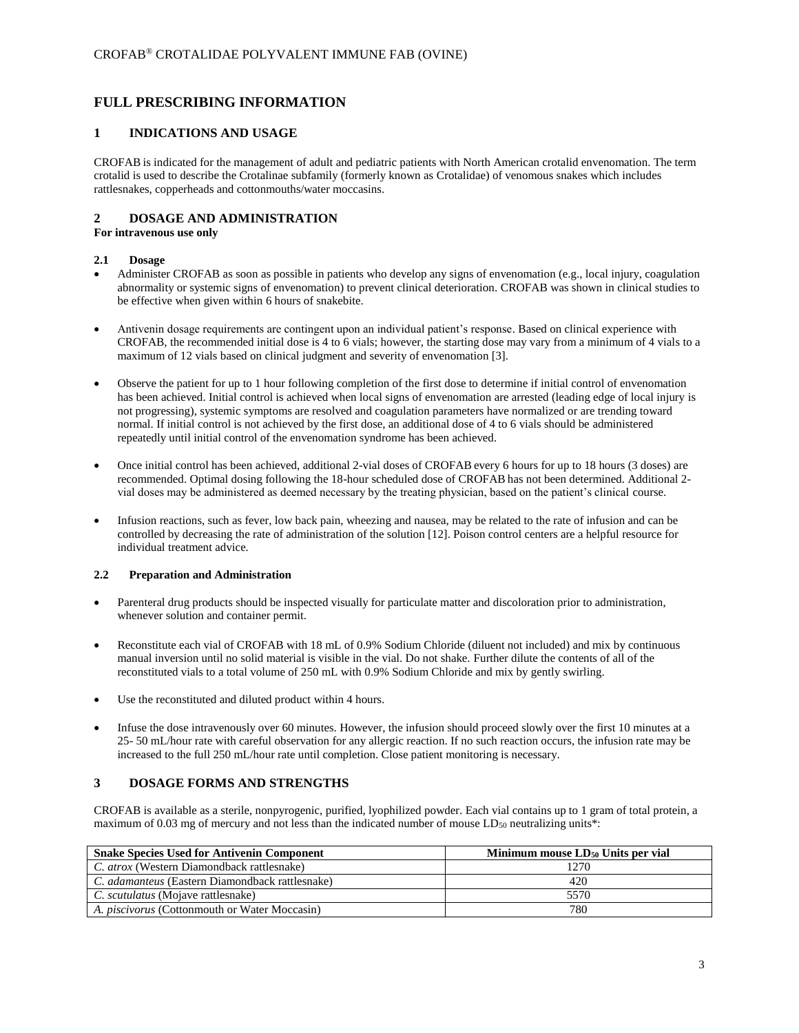# FULL PRESCRIBING INFORMATION

## 1 INDICATIONS AND USAGE

CROFAB is indicated for the management of adult and pediatric patients with North American crotalid envenomation. The term crotalid is used to describe the Crotalinae subfamily (formerly known as Crotalidae) of venomous snakes which includes rattlesnakes, copperheads and cottonmouths/water moccasins.

## 2 DOSAGE AND ADMINISTRATION

**For intravenous use only**

### 2.1 Dosage

- Administer CROFAB as soon as possible in patients who develop any signs of envenomation (e.g., local injury, coagulation abnormality or systemic signs of envenomation) to prevent clinical deterioration. CROFAB was shown in clinical studies to be effective when given within 6 hours of snakebite.
- Antivenin dosage requirements are contingent upon an individual patient's response. Based on clinical experience with CROFAB, the recommended initial dose is 4 to 6 vials; however, the starting dose may vary from a minimum of 4 vials to a maximum of 12 vials based on clinical judgment and severity of envenomation [3].
- Observe the patient for up to 1 hour following completion of the first dose to determine if initial control of envenomation has been achieved. Initial control is achieved when local signs of envenomation are arrested (leading edge of local injury is not progressing), systemic symptoms are resolved and coagulation parameters have normalized or are trending toward normal. If initial control is not achieved by the first dose, an additional dose of 4 to 6 vials should be administered repeatedly until initial control of the envenomation syndrome has been achieved.
- Once initial control has been achieved, additional 2-vial doses of CROFAB every 6 hours for up to 18 hours (3 doses) are recommended. Optimal dosing following the 18-hour scheduled dose of CROFAB has not been determined. Additional 2-vial doses may be administered as deemed necessary by the treating physician, based on the patient's clinical course.
- Infusion reactions, such as fever, low back pain, wheezing and nausea, may be related to the rate of infusion and can be controlled by decreasing the rate of administration of the solution [12]. Poison control centers are a helpful resource for individual treatment advice.

### 2.2 Preparation and Administration

- Parenteral drug products should be inspected visually for particulate matter and discoloration prior to administration, whenever solution and container permit.
- Reconstitute each vial of CROFAB with 18 mL of 0.9% Sodium Chloride (diluent not included) and mix by continuous manual inversion until no solid material is visible in the vial. Do not shake. Further dilute the contents of all of the reconstituted vials to a total volume of 250 mL with 0.9% Sodium Chloride and mix by gently swirling.
- Use the reconstituted and diluted product within 4 hours.
- Infuse the dose intravenously over 60 minutes. However, the infusion should proceed slowly over the first 10 minutes at a 25- 50 mL/hour rate with careful observation for any allergic reaction. If no such reaction occurs, the infusion rate may be increased to the full 250 mL/hour rate until completion. Close patient monitoring is necessary.

## 3 DOSAGE FORMS AND STRENGTHS

CROFAB is available as a sterile, nonpyrogenic, purified, lyophilized powder. Each vial contains up to 1 gram of total protein, a maximum of 0.03 mg of mercury and not less than the indicated number of mouse $LD_{50}$ neutralizing units*:

| Snake Species Used for Antivenin Component | Minimum mouse $LD_{50}$ Units per vial |
|---|---|
| *C. atrox* (Western Diamondback rattlesnake) | 1270 |
| *C. adamanteus* (Eastern Diamondback rattlesnake) | 420 |
| *C. scutulatus* (Mojave rattlesnake) | 5570 |
| *A. piscivorus* (Cottonmouth or Water Moccasin) | 780 |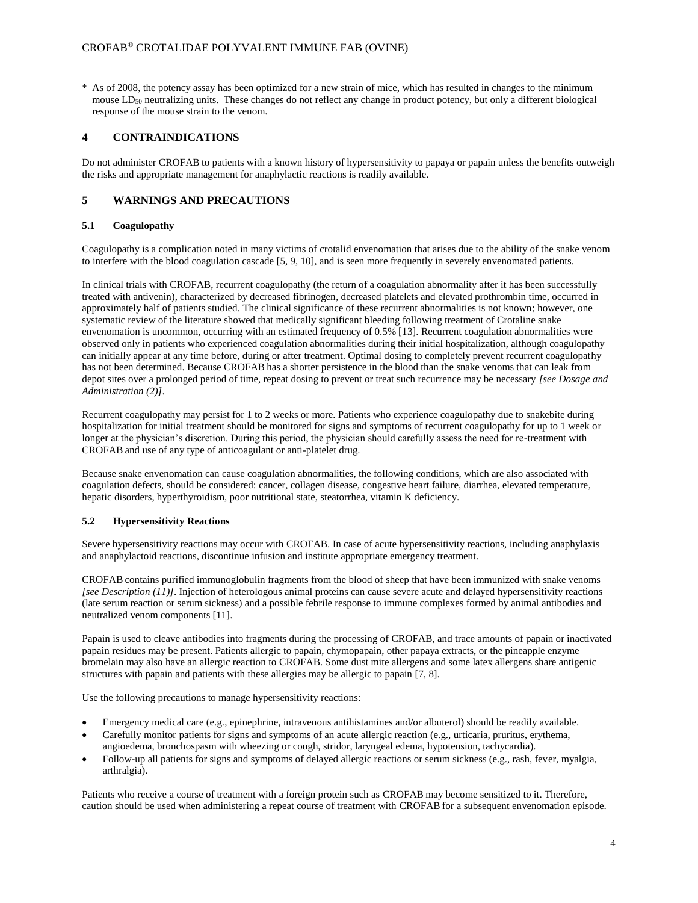* As of 2008, the potency assay has been optimized for a new strain of mice, which has resulted in changes to the minimum mouse $LD_{50}$ neutralizing units. These changes do not reflect any change in product potency, but only a different biological response of the mouse strain to the venom.

## 4 CONTRAINDICATIONS

Do not administer CROFAB to patients with a known history of hypersensitivity to papaya or papain unless the benefits outweigh the risks and appropriate management for anaphylactic reactions is readily available.

## 5 WARNINGS AND PRECAUTIONS

### 5.1 Coagulopathy

Coagulopathy is a complication noted in many victims of crotalid envenomation that arises due to the ability of the snake venom to interfere with the blood coagulation cascade [5, 9, 10], and is seen more frequently in severely envenomated patients.

In clinical trials with CROFAB, recurrent coagulopathy (the return of a coagulation abnormality after it has been successfully treated with antivenin), characterized by decreased fibrinogen, decreased platelets and elevated prothrombin time, occurred in approximately half of patients studied. The clinical significance of these recurrent abnormalities is not known; however, one systematic review of the literature showed that medically significant bleeding following treatment of Crotaline snake envenomation is uncommon, occurring with an estimated frequency of 0.5% [13]. Recurrent coagulation abnormalities were observed only in patients who experienced coagulation abnormalities during their initial hospitalization, although coagulopathy can initially appear at any time before, during or after treatment. Optimal dosing to completely prevent recurrent coagulopathy has not been determined. Because CROFAB has a shorter persistence in the blood than the snake venoms that can leak from depot sites over a prolonged period of time, repeat dosing to prevent or treat such recurrence may be necessary *[see Dosage and Administration (2)]*.

Recurrent coagulopathy may persist for 1 to 2 weeks or more. Patients who experience coagulopathy due to snakebite during hospitalization for initial treatment should be monitored for signs and symptoms of recurrent coagulopathy for up to 1 week or longer at the physician's discretion. During this period, the physician should carefully assess the need for re-treatment with CROFAB and use of any type of anticoagulant or anti-platelet drug.

Because snake envenomation can cause coagulation abnormalities, the following conditions, which are also associated with coagulation defects, should be considered: cancer, collagen disease, congestive heart failure, diarrhea, elevated temperature, hepatic disorders, hyperthyroidism, poor nutritional state, steatorrhea, vitamin K deficiency.

### 5.2 Hypersensitivity Reactions

Severe hypersensitivity reactions may occur with CROFAB. In case of acute hypersensitivity reactions, including anaphylaxis and anaphylactoid reactions, discontinue infusion and institute appropriate emergency treatment.

CROFAB contains purified immunoglobulin fragments from the blood of sheep that have been immunized with snake venoms *[see Description (11)]*. Injection of heterologous animal proteins can cause severe acute and delayed hypersensitivity reactions (late serum reaction or serum sickness) and a possible febrile response to immune complexes formed by animal antibodies and neutralized venom components [11].

Papain is used to cleave antibodies into fragments during the processing of CROFAB, and trace amounts of papain or inactivated papain residues may be present. Patients allergic to papain, chymopapain, other papaya extracts, or the pineapple enzyme bromelain may also have an allergic reaction to CROFAB. Some dust mite allergens and some latex allergens share antigenic structures with papain and patients with these allergies may be allergic to papain [7, 8].

Use the following precautions to manage hypersensitivity reactions:

- Emergency medical care (e.g., epinephrine, intravenous antihistamines and/or albuterol) should be readily available.
- Carefully monitor patients for signs and symptoms of an acute allergic reaction (e.g., urticaria, pruritus, erythema, angioedema, bronchospasm with wheezing or cough, stridor, laryngeal edema, hypotension, tachycardia).
- Follow-up all patients for signs and symptoms of delayed allergic reactions or serum sickness (e.g., rash, fever, myalgia, arthralgia).

Patients who receive a course of treatment with a foreign protein such as CROFAB may become sensitized to it. Therefore, caution should be used when administering a repeat course of treatment with CROFAB for a subsequent envenomation episode.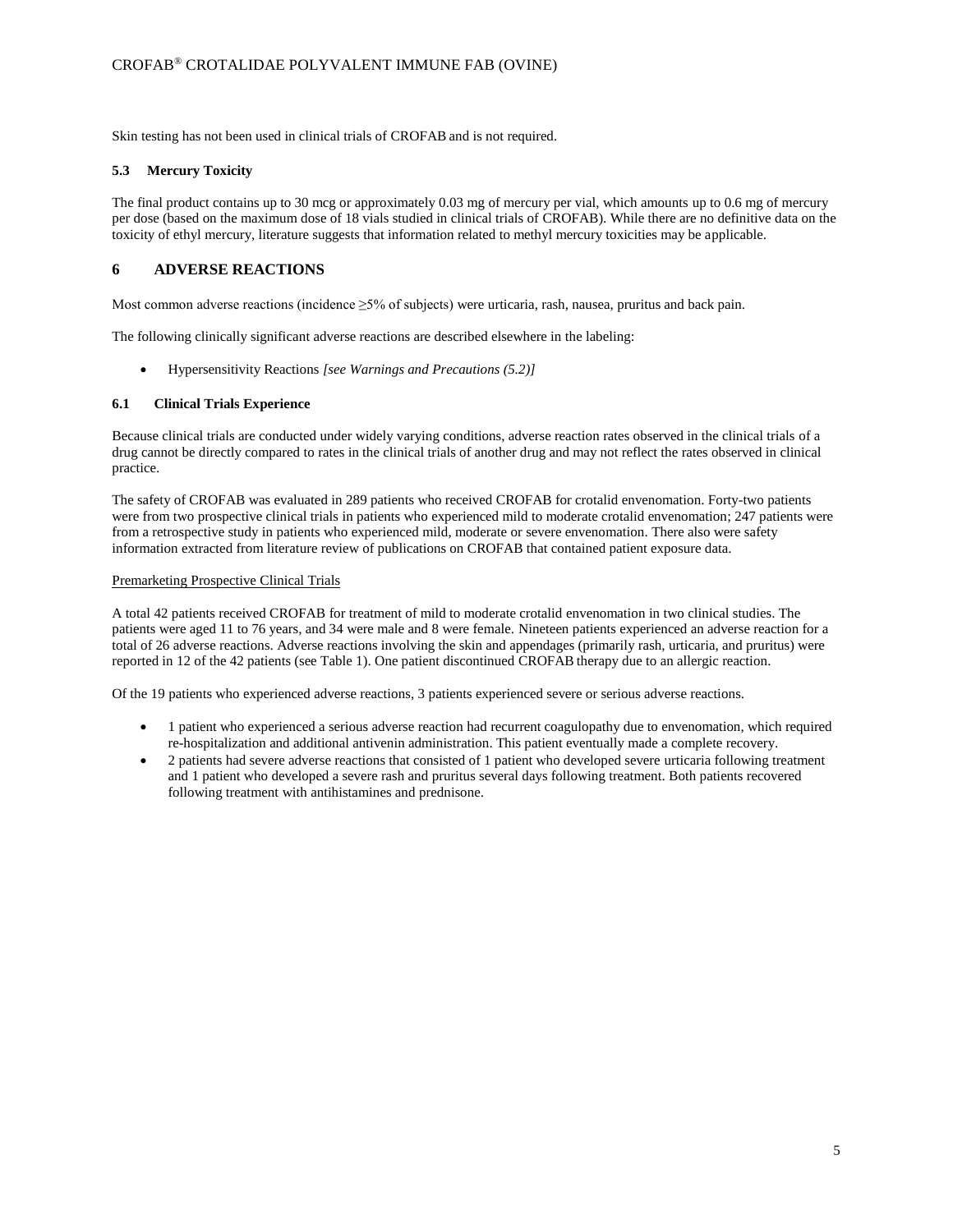Skin testing has not been used in clinical trials of CROFAB and is not required.

### 5.3 Mercury Toxicity

The final product contains up to 30 mcg or approximately 0.03 mg of mercury per vial, which amounts up to 0.6 mg of mercury per dose (based on the maximum dose of 18 vials studied in clinical trials of CROFAB). While there are no definitive data on the toxicity of ethyl mercury, literature suggests that information related to methyl mercury toxicities may be applicable.

## 6 ADVERSE REACTIONS

Most common adverse reactions (incidence ≥5% of subjects) were urticaria, rash, nausea, pruritus and back pain.

The following clinically significant adverse reactions are described elsewhere in the labeling:

- Hypersensitivity Reactions *[see Warnings and Precautions (5.2)]*

### 6.1 Clinical Trials Experience

Because clinical trials are conducted under widely varying conditions, adverse reaction rates observed in the clinical trials of a drug cannot be directly compared to rates in the clinical trials of another drug and may not reflect the rates observed in clinical practice.

The safety of CROFAB was evaluated in 289 patients who received CROFAB for crotalid envenomation. Forty-two patients were from two prospective clinical trials in patients who experienced mild to moderate crotalid envenomation; 247 patients were from a retrospective study in patients who experienced mild, moderate or severe envenomation. There also were safety information extracted from literature review of publications on CROFAB that contained patient exposure data.

Premarketing Prospective Clinical Trials

A total 42 patients received CROFAB for treatment of mild to moderate crotalid envenomation in two clinical studies. The patients were aged 11 to 76 years, and 34 were male and 8 were female. Nineteen patients experienced an adverse reaction for a total of 26 adverse reactions. Adverse reactions involving the skin and appendages (primarily rash, urticaria, and pruritus) were reported in 12 of the 42 patients (see Table 1). One patient discontinued CROFAB therapy due to an allergic reaction.

Of the 19 patients who experienced adverse reactions, 3 patients experienced severe or serious adverse reactions.

- 1 patient who experienced a serious adverse reaction had recurrent coagulopathy due to envenomation, which required re-hospitalization and additional antivenin administration. This patient eventually made a complete recovery.
- 2 patients had severe adverse reactions that consisted of 1 patient who developed severe urticaria following treatment and 1 patient who developed a severe rash and pruritus several days following treatment. Both patients recovered following treatment with antihistamines and prednisone.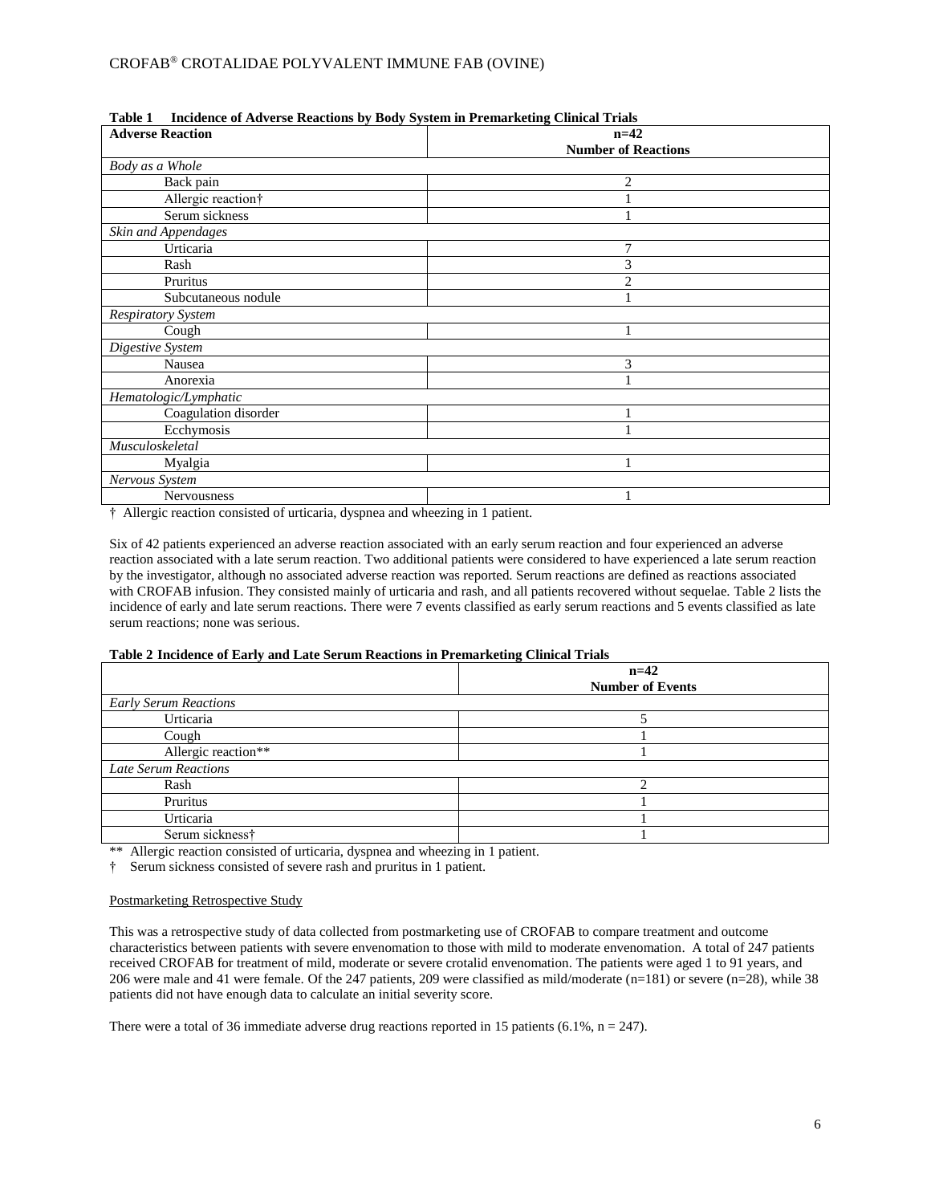**Table 1 Incidence of Adverse Reactions by Body System in Premarketing Clinical Trials**

| Adverse Reaction | n=42 Number of Reactions |
|---|---|
| *Body as a Whole* | |
| Back pain | 2 |
| Allergic reaction† | 1 |
| Serum sickness | 1 |
| *Skin and Appendages* | |
| Urticaria | 7 |
| Rash | 3 |
| Pruritus | 2 |
| Subcutaneous nodule | 1 |
| *Respiratory System* | |
| Cough | 1 |
| *Digestive System* | |
| Nausea | 3 |
| Anorexia | 1 |
| *Hematologic/Lymphatic* | |
| Coagulation disorder | 1 |
| Ecchymosis | 1 |
| *Musculoskeletal* | |
| Myalgia | 1 |
| *Nervous System* | |
| Nervousness | 1 |

† Allergic reaction consisted of urticaria, dyspnea and wheezing in 1 patient.

Six of 42 patients experienced an adverse reaction associated with an early serum reaction and four experienced an adverse reaction associated with a late serum reaction. Two additional patients were considered to have experienced a late serum reaction by the investigator, although no associated adverse reaction was reported. Serum reactions are defined as reactions associated with CROFAB infusion. They consisted mainly of urticaria and rash, and all patients recovered without sequelae. Table 2 lists the incidence of early and late serum reactions. There were 7 events classified as early serum reactions and 5 events classified as late serum reactions; none was serious.

**Table 2 Incidence of Early and Late Serum Reactions in Premarketing Clinical Trials**

| | n=42 Number of Events |
|---|---|
| *Early Serum Reactions* | |
| Urticaria | 5 |
| Cough | 1 |
| Allergic reaction** | 1 |
| *Late Serum Reactions* | |
| Rash | 2 |
| Pruritus | 1 |
| Urticaria | 1 |
| Serum sickness† | 1 |

** Allergic reaction consisted of urticaria, dyspnea and wheezing in 1 patient.

† Serum sickness consisted of severe rash and pruritus in 1 patient.

Postmarketing Retrospective Study

This was a retrospective study of data collected from postmarketing use of CROFAB to compare treatment and outcome characteristics between patients with severe envenomation to those with mild to moderate envenomation. A total of 247 patients received CROFAB for treatment of mild, moderate or severe crotalid envenomation. The patients were aged 1 to 91 years, and 206 were male and 41 were female. Of the 247 patients, 209 were classified as mild/moderate (n=181) or severe (n=28), while 38 patients did not have enough data to calculate an initial severity score.

There were a total of 36 immediate adverse drug reactions reported in 15 patients (6.1%, n = 247).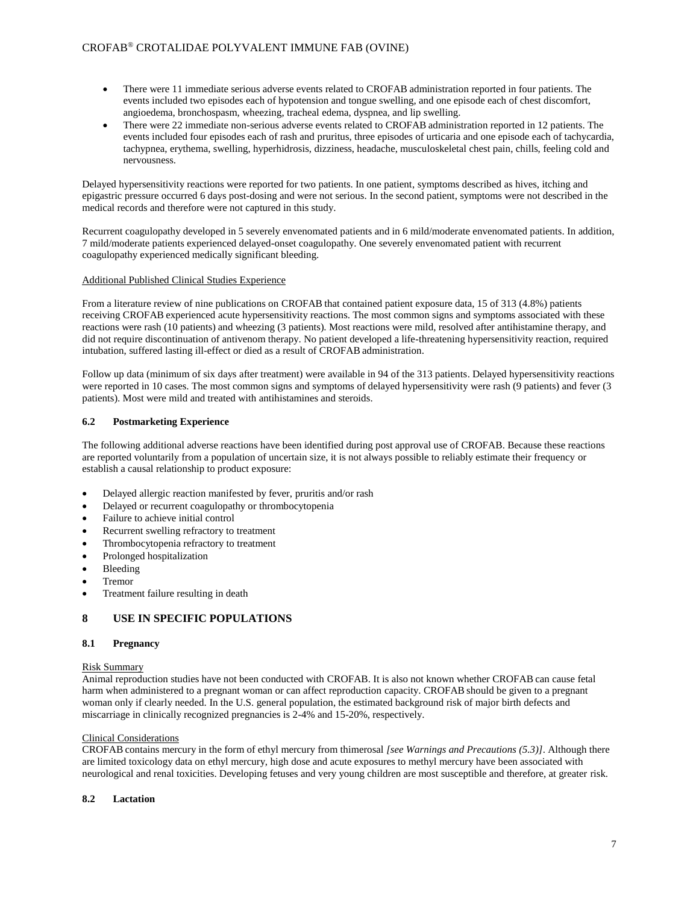- There were 11 immediate serious adverse events related to CROFAB administration reported in four patients. The events included two episodes each of hypotension and tongue swelling, and one episode each of chest discomfort, angioedema, bronchospasm, wheezing, tracheal edema, dyspnea, and lip swelling.
- There were 22 immediate non-serious adverse events related to CROFAB administration reported in 12 patients. The events included four episodes each of rash and pruritus, three episodes of urticaria and one episode each of tachycardia, tachypnea, erythema, swelling, hyperhidrosis, dizziness, headache, musculoskeletal chest pain, chills, feeling cold and nervousness.

Delayed hypersensitivity reactions were reported for two patients. In one patient, symptoms described as hives, itching and epigastric pressure occurred 6 days post-dosing and were not serious. In the second patient, symptoms were not described in the medical records and therefore were not captured in this study.

Recurrent coagulopathy developed in 5 severely envenomated patients and in 6 mild/moderate envenomated patients. In addition, 7 mild/moderate patients experienced delayed-onset coagulopathy. One severely envenomated patient with recurrent coagulopathy experienced medically significant bleeding.

Additional Published Clinical Studies Experience

From a literature review of nine publications on CROFAB that contained patient exposure data, 15 of 313 (4.8%) patients receiving CROFAB experienced acute hypersensitivity reactions. The most common signs and symptoms associated with these reactions were rash (10 patients) and wheezing (3 patients). Most reactions were mild, resolved after antihistamine therapy, and did not require discontinuation of antivenom therapy. No patient developed a life-threatening hypersensitivity reaction, required intubation, suffered lasting ill-effect or died as a result of CROFAB administration.

Follow up data (minimum of six days after treatment) were available in 94 of the 313 patients. Delayed hypersensitivity reactions were reported in 10 cases. The most common signs and symptoms of delayed hypersensitivity were rash (9 patients) and fever (3 patients). Most were mild and treated with antihistamines and steroids.

### 6.2 Postmarketing Experience

The following additional adverse reactions have been identified during post approval use of CROFAB. Because these reactions are reported voluntarily from a population of uncertain size, it is not always possible to reliably estimate their frequency or establish a causal relationship to product exposure:

- Delayed allergic reaction manifested by fever, pruritis and/or rash
- Delayed or recurrent coagulopathy or thrombocytopenia
- Failure to achieve initial control
- Recurrent swelling refractory to treatment
- Thrombocytopenia refractory to treatment
- Prolonged hospitalization
- Bleeding
- Tremor
- Treatment failure resulting in death

## 8 USE IN SPECIFIC POPULATIONS

### 8.1 Pregnancy

Risk Summary

Animal reproduction studies have not been conducted with CROFAB. It is also not known whether CROFAB can cause fetal harm when administered to a pregnant woman or can affect reproduction capacity. CROFAB should be given to a pregnant woman only if clearly needed. In the U.S. general population, the estimated background risk of major birth defects and miscarriage in clinically recognized pregnancies is 2-4% and 15-20%, respectively.

Clinical Considerations

CROFAB contains mercury in the form of ethyl mercury from thimerosal *[see Warnings and Precautions (5.3)]*. Although there are limited toxicology data on ethyl mercury, high dose and acute exposures to methyl mercury have been associated with neurological and renal toxicities. Developing fetuses and very young children are most susceptible and therefore, at greater risk.

### 8.2 Lactation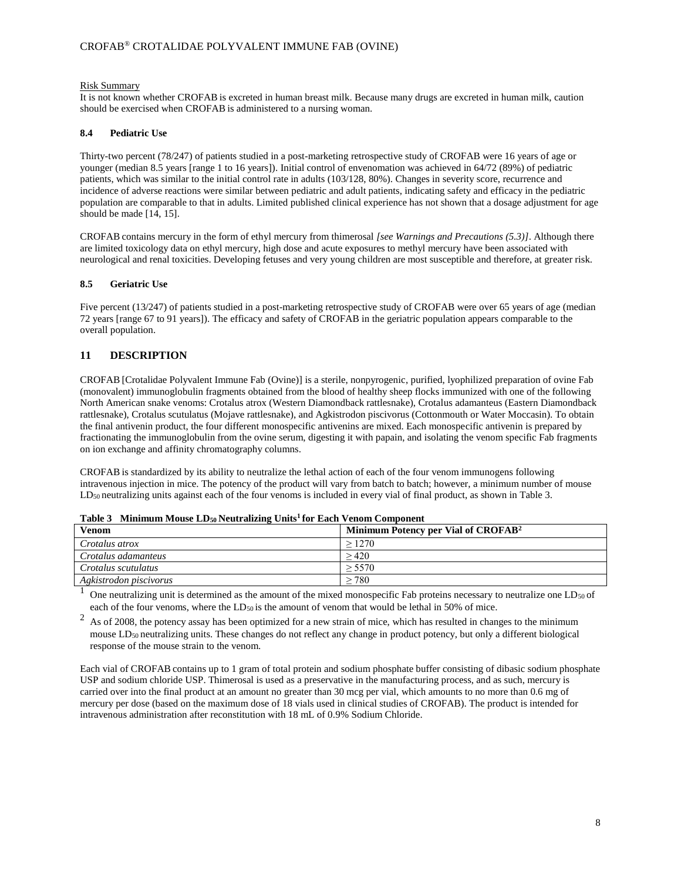Risk Summary

It is not known whether CROFAB is excreted in human breast milk. Because many drugs are excreted in human milk, caution should be exercised when CROFAB is administered to a nursing woman.

### 8.4 Pediatric Use

Thirty-two percent (78/247) of patients studied in a post-marketing retrospective study of CROFAB were 16 years of age or younger (median 8.5 years [range 1 to 16 years]). Initial control of envenomation was achieved in 64/72 (89%) of pediatric patients, which was similar to the initial control rate in adults (103/128, 80%). Changes in severity score, recurrence and incidence of adverse reactions were similar between pediatric and adult patients, indicating safety and efficacy in the pediatric population are comparable to that in adults. Limited published clinical experience has not shown that a dosage adjustment for age should be made [14, 15].

CROFAB contains mercury in the form of ethyl mercury from thimerosal *[see Warnings and Precautions (5.3)]*. Although there are limited toxicology data on ethyl mercury, high dose and acute exposures to methyl mercury have been associated with neurological and renal toxicities. Developing fetuses and very young children are most susceptible and therefore, at greater risk.

### 8.5 Geriatric Use

Five percent (13/247) of patients studied in a post-marketing retrospective study of CROFAB were over 65 years of age (median 72 years [range 67 to 91 years]). The efficacy and safety of CROFAB in the geriatric population appears comparable to the overall population.

## 11 DESCRIPTION

CROFAB [Crotalidae Polyvalent Immune Fab (Ovine)] is a sterile, nonpyrogenic, purified, lyophilized preparation of ovine Fab (monovalent) immunoglobulin fragments obtained from the blood of healthy sheep flocks immunized with one of the following North American snake venoms: Crotalus atrox (Western Diamondback rattlesnake), Crotalus adamanteus (Eastern Diamondback rattlesnake), Crotalus scutulatus (Mojave rattlesnake), and Agkistrodon piscivorus (Cottonmouth or Water Moccasin). To obtain the final antivenin product, the four different monospecific antivenins are mixed. Each monospecific antivenin is prepared by fractionating the immunoglobulin from the ovine serum, digesting it with papain, and isolating the venom specific Fab fragments on ion exchange and affinity chromatography columns.

CROFAB is standardized by its ability to neutralize the lethal action of each of the four venom immunogens following intravenous injection in mice. The potency of the product will vary from batch to batch; however, a minimum number of mouse $LD_{50}$ neutralizing units against each of the four venoms is included in every vial of final product, as shown in Table 3.

**Table 3 Minimum Mouse $LD_{50}$ Neutralizing Units[1] for Each Venom Component**

| Venom | Minimum Potency per Vial of CROFAB[2] |
|---|---|
| *Crotalus atrox* | ≥ 1270 |
| *Crotalus adamanteus* | ≥ 420 |
| *Crotalus scutulatus* | ≥ 5570 |
| *Agkistrodon piscivorus* | ≥ 780 |

[1] One neutralizing unit is determined as the amount of the mixed monospecific Fab proteins necessary to neutralize one $LD_{50}$ of each of the four venoms, where the $LD_{50}$ is the amount of venom that would be lethal in 50% of mice.

[2] As of 2008, the potency assay has been optimized for a new strain of mice, which has resulted in changes to the minimum mouse $LD_{50}$ neutralizing units. These changes do not reflect any change in product potency, but only a different biological response of the mouse strain to the venom.

Each vial of CROFAB contains up to 1 gram of total protein and sodium phosphate buffer consisting of dibasic sodium phosphate USP and sodium chloride USP. Thimerosal is used as a preservative in the manufacturing process, and as such, mercury is carried over into the final product at an amount no greater than 30 mcg per vial, which amounts to no more than 0.6 mg of mercury per dose (based on the maximum dose of 18 vials used in clinical studies of CROFAB). The product is intended for intravenous administration after reconstitution with 18 mL of 0.9% Sodium Chloride.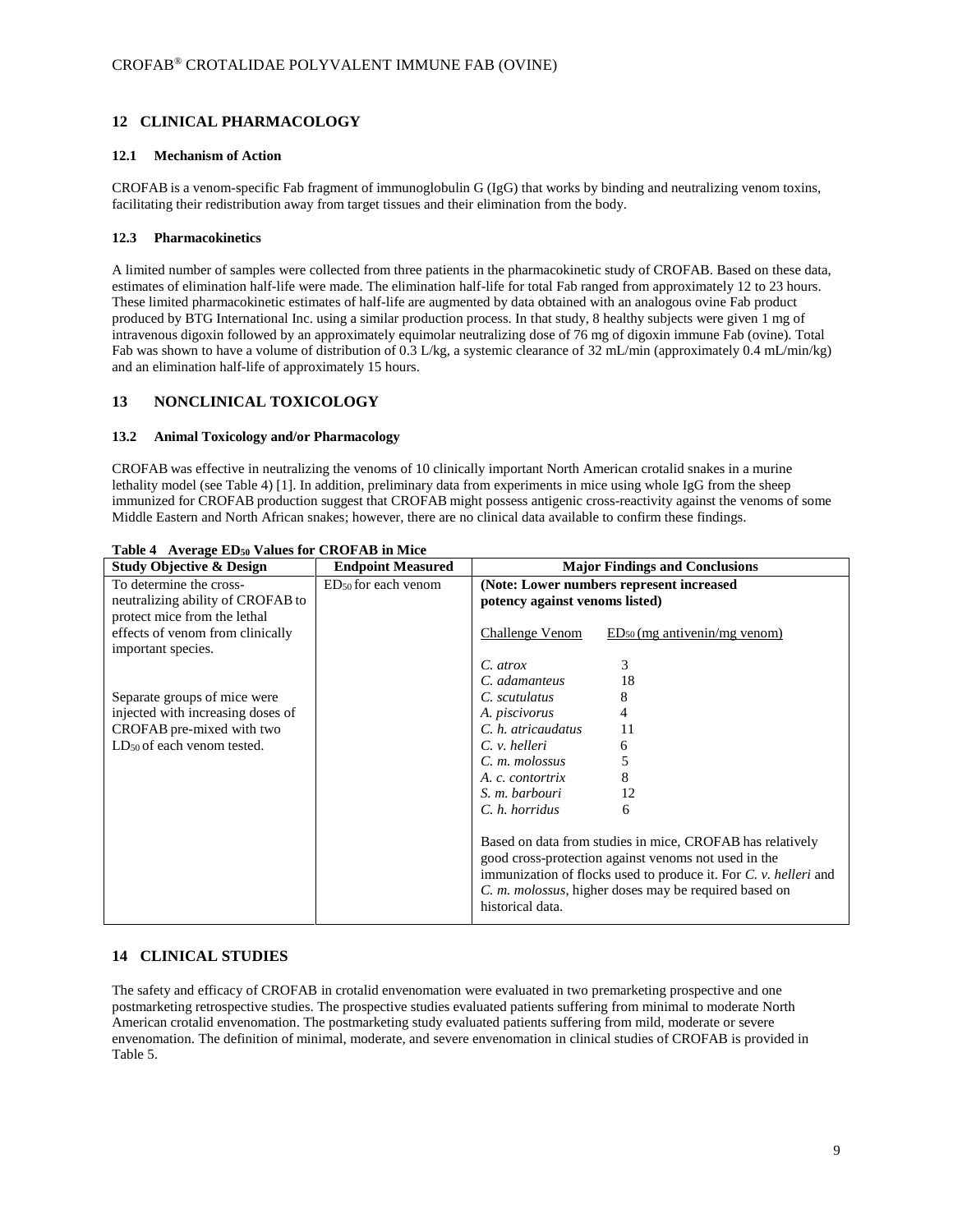## 12 CLINICAL PHARMACOLOGY

### 12.1 Mechanism of Action

CROFAB is a venom-specific Fab fragment of immunoglobulin G (IgG) that works by binding and neutralizing venom toxins, facilitating their redistribution away from target tissues and their elimination from the body.

### 12.3 Pharmacokinetics

A limited number of samples were collected from three patients in the pharmacokinetic study of CROFAB. Based on these data, estimates of elimination half-life were made. The elimination half-life for total Fab ranged from approximately 12 to 23 hours. These limited pharmacokinetic estimates of half-life are augmented by data obtained with an analogous ovine Fab product produced by BTG International Inc. using a similar production process. In that study, 8 healthy subjects were given 1 mg of intravenous digoxin followed by an approximately equimolar neutralizing dose of 76 mg of digoxin immune Fab (ovine). Total Fab was shown to have a volume of distribution of 0.3 L/kg, a systemic clearance of 32 mL/min (approximately 0.4 mL/min/kg) and an elimination half-life of approximately 15 hours.

## 13 NONCLINICAL TOXICOLOGY

### 13.2 Animal Toxicology and/or Pharmacology

CROFAB was effective in neutralizing the venoms of 10 clinically important North American crotalid snakes in a murine lethality model (see Table 4) [1]. In addition, preliminary data from experiments in mice using whole IgG from the sheep immunized for CROFAB production suggest that CROFAB might possess antigenic cross-reactivity against the venoms of some Middle Eastern and North African snakes; however, there are no clinical data available to confirm these findings.

**Table 4 Average $ED_{50}$ Values for CROFAB in Mice**

| Study Objective & Design | Endpoint Measured | Major Findings and Conclusions | |
|---|---|---|---|
| To determine the cross-neutralizing ability of CROFAB to protect mice from the lethal effects of venom from clinically important species. | $ED_{50}$ for each venom | **(Note: Lower numbers represent increased potency against venoms listed)** | |
| | | Challenge Venom | $ED_{50}$ (mg antivenin/mg venom) |
| Separate groups of mice were injected with increasing doses of CROFAB pre-mixed with two $LD_{50}$ of each venom tested. | | *C. atrox* | 3 |
| | | *C. adamanteus* | 18 |
| | | *C. scutulatus* | 8 |
| | | *A. piscivorus* | 4 |
| | | *C. h. atricaudatus* | 11 |
| | | *C. v. helleri* | 6 |
| | | *C. m. molossus* | 5 |
| | | *A. c. contortrix* | 8 |
| | | *S. m. barbouri* | 12 |
| | | *C. h. horridus* | 6 |
| | | Based on data from studies in mice, CROFAB has relatively good cross-protection against venoms not used in the immunization of flocks used to produce it. For *C. v. helleri* and *C. m. molossus*, higher doses may be required based on historical data. | |

## 14 CLINICAL STUDIES

The safety and efficacy of CROFAB in crotalid envenomation were evaluated in two premarketing prospective and one postmarketing retrospective studies. The prospective studies evaluated patients suffering from minimal to moderate North American crotalid envenomation. The postmarketing study evaluated patients suffering from mild, moderate or severe envenomation. The definition of minimal, moderate, and severe envenomation in clinical studies of CROFAB is provided in Table 5.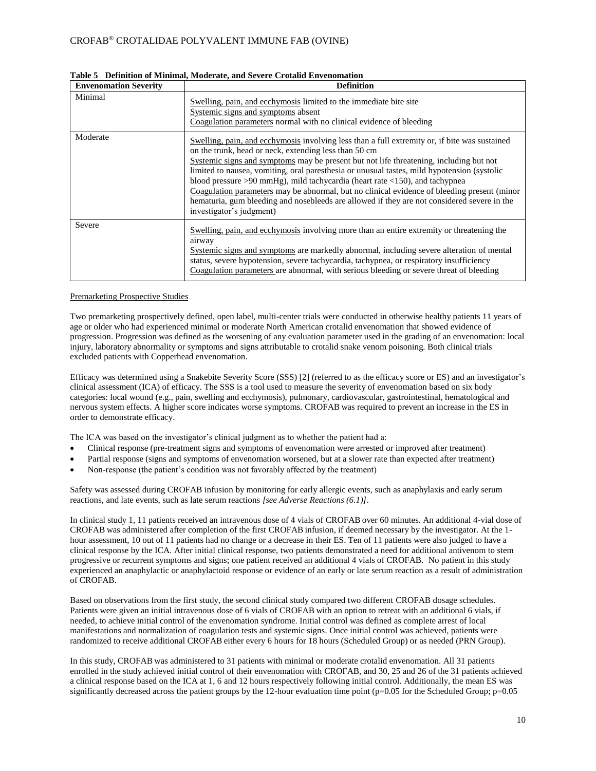**Table 5 Definition of Minimal, Moderate, and Severe Crotalid Envenomation**

| Envenomation Severity | Definition |
|---|---|
| Minimal | Swelling, pain, and ecchymosis limited to the immediate bite site<br>Systemic signs and symptoms absent<br>Coagulation parameters normal with no clinical evidence of bleeding |
| Moderate | Swelling, pain, and ecchymosis involving less than a full extremity or, if bite was sustained on the trunk, head or neck, extending less than 50 cm<br>Systemic signs and symptoms may be present but not life threatening, including but not limited to nausea, vomiting, oral paresthesia or unusual tastes, mild hypotension (systolic blood pressure >90 mmHg), mild tachycardia (heart rate <150), and tachypnea<br>Coagulation parameters may be abnormal, but no clinical evidence of bleeding present (minor hematuria, gum bleeding and nosebleeds are allowed if they are not considered severe in the investigator's judgment) |
| Severe | Swelling, pain, and ecchymosis involving more than an entire extremity or threatening the airway<br>Systemic signs and symptoms are markedly abnormal, including severe alteration of mental status, severe hypotension, severe tachycardia, tachypnea, or respiratory insufficiency<br>Coagulation parameters are abnormal, with serious bleeding or severe threat of bleeding |

Premarketing Prospective Studies

Two premarketing prospectively defined, open label, multi-center trials were conducted in otherwise healthy patients 11 years of age or older who had experienced minimal or moderate North American crotalid envenomation that showed evidence of progression. Progression was defined as the worsening of any evaluation parameter used in the grading of an envenomation: local injury, laboratory abnormality or symptoms and signs attributable to crotalid snake venom poisoning. Both clinical trials excluded patients with Copperhead envenomation.

Efficacy was determined using a Snakebite Severity Score (SSS) [2] (referred to as the efficacy score or ES) and an investigator's clinical assessment (ICA) of efficacy. The SSS is a tool used to measure the severity of envenomation based on six body categories: local wound (e.g., pain, swelling and ecchymosis), pulmonary, cardiovascular, gastrointestinal, hematological and nervous system effects. A higher score indicates worse symptoms. CROFAB was required to prevent an increase in the ES in order to demonstrate efficacy.

The ICA was based on the investigator's clinical judgment as to whether the patient had a:

- Clinical response (pre-treatment signs and symptoms of envenomation were arrested or improved after treatment)
- Partial response (signs and symptoms of envenomation worsened, but at a slower rate than expected after treatment)
- Non-response (the patient's condition was not favorably affected by the treatment)

Safety was assessed during CROFAB infusion by monitoring for early allergic events, such as anaphylaxis and early serum reactions, and late events, such as late serum reactions *[see Adverse Reactions (6.1)]*.

In clinical study 1, 11 patients received an intravenous dose of 4 vials of CROFAB over 60 minutes. An additional 4-vial dose of CROFAB was administered after completion of the first CROFAB infusion, if deemed necessary by the investigator. At the 1-hour assessment, 10 out of 11 patients had no change or a decrease in their ES. Ten of 11 patients were also judged to have a clinical response by the ICA. After initial clinical response, two patients demonstrated a need for additional antivenom to stem progressive or recurrent symptoms and signs; one patient received an additional 4 vials of CROFAB. No patient in this study experienced an anaphylactic or anaphylactoid response or evidence of an early or late serum reaction as a result of administration of CROFAB.

Based on observations from the first study, the second clinical study compared two different CROFAB dosage schedules. Patients were given an initial intravenous dose of 6 vials of CROFAB with an option to retreat with an additional 6 vials, if needed, to achieve initial control of the envenomation syndrome. Initial control was defined as complete arrest of local manifestations and normalization of coagulation tests and systemic signs. Once initial control was achieved, patients were randomized to receive additional CROFAB either every 6 hours for 18 hours (Scheduled Group) or as needed (PRN Group).

In this study, CROFAB was administered to 31 patients with minimal or moderate crotalid envenomation. All 31 patients enrolled in the study achieved initial control of their envenomation with CROFAB, and 30, 25 and 26 of the 31 patients achieved a clinical response based on the ICA at 1, 6 and 12 hours respectively following initial control. Additionally, the mean ES was significantly decreased across the patient groups by the 12-hour evaluation time point ($p=0.05$ for the Scheduled Group; $p=0.05$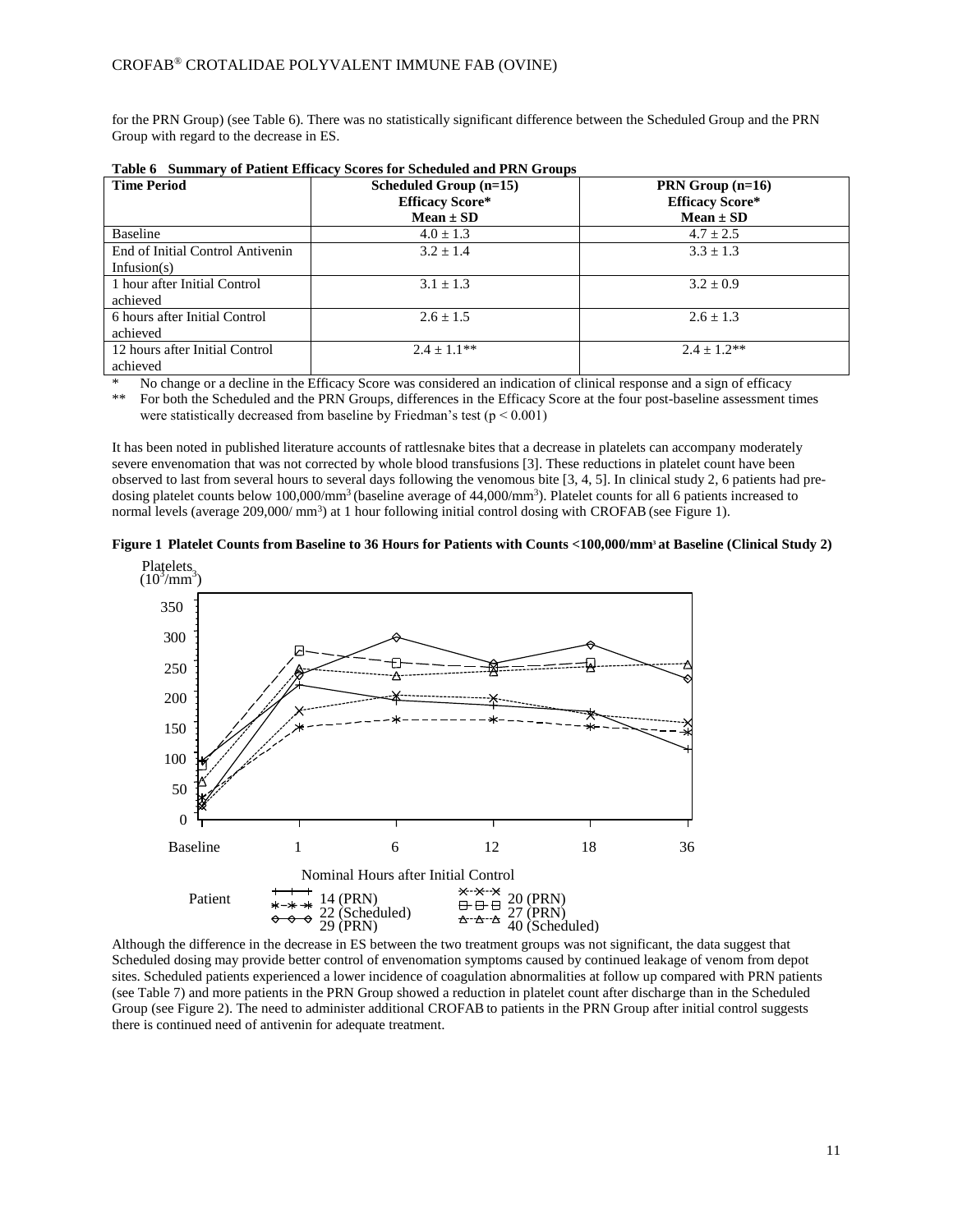for the PRN Group) (see Table 6). There was no statistically significant difference between the Scheduled Group and the PRN Group with regard to the decrease in ES.

**Table 6 Summary of Patient Efficacy Scores for Scheduled and PRN Groups**

| Time Period | Scheduled Group (n=15) Efficacy Score* Mean ± SD | PRN Group (n=16) Efficacy Score* Mean ± SD |
|---|---|---|
| Baseline | 4.0 ± 1.3 | 4.7 ± 2.5 |
| End of Initial Control Antivenin Infusion(s) | 3.2 ± 1.4 | 3.3 ± 1.3 |
| 1 hour after Initial Control achieved | 3.1 ± 1.3 | 3.2 ± 0.9 |
| 6 hours after Initial Control achieved | 2.6 ± 1.5 | 2.6 ± 1.3 |
| 12 hours after Initial Control achieved | 2.4 ± 1.1** | 2.4 ± 1.2** |

\* No change or a decline in the Efficacy Score was considered an indication of clinical response and a sign of efficacy

\*\* For both the Scheduled and the PRN Groups, differences in the Efficacy Score at the four post-baseline assessment times were statistically decreased from baseline by Friedman's test ($p < 0.001$)

It has been noted in published literature accounts of rattlesnake bites that a decrease in platelets can accompany moderately severe envenomation that was not corrected by whole blood transfusions [3]. These reductions in platelet count have been observed to last from several hours to several days following the venomous bite [3, 4, 5]. In clinical study 2, 6 patients had pre-dosing platelet counts below 100,000/mm$^3$ (baseline average of 44,000/mm$^3$). Platelet counts for all 6 patients increased to normal levels (average 209,000/ mm$^3$) at 1 hour following initial control dosing with CROFAB (see Figure 1).

**Figure 1 Platelet Counts from Baseline to 36 Hours for Patients with Counts <100,000/mm$^3$ at Baseline (Clinical Study 2)**

Although the difference in the decrease in ES between the two treatment groups was not significant, the data suggest that Scheduled dosing may provide better control of envenomation symptoms caused by continued leakage of venom from depot sites. Scheduled patients experienced a lower incidence of coagulation abnormalities at follow up compared with PRN patients (see Table 7) and more patients in the PRN Group showed a reduction in platelet count after discharge than in the Scheduled Group (see Figure 2). The need to administer additional CROFAB to patients in the PRN Group after initial control suggests there is continued need of antivenin for adequate treatment.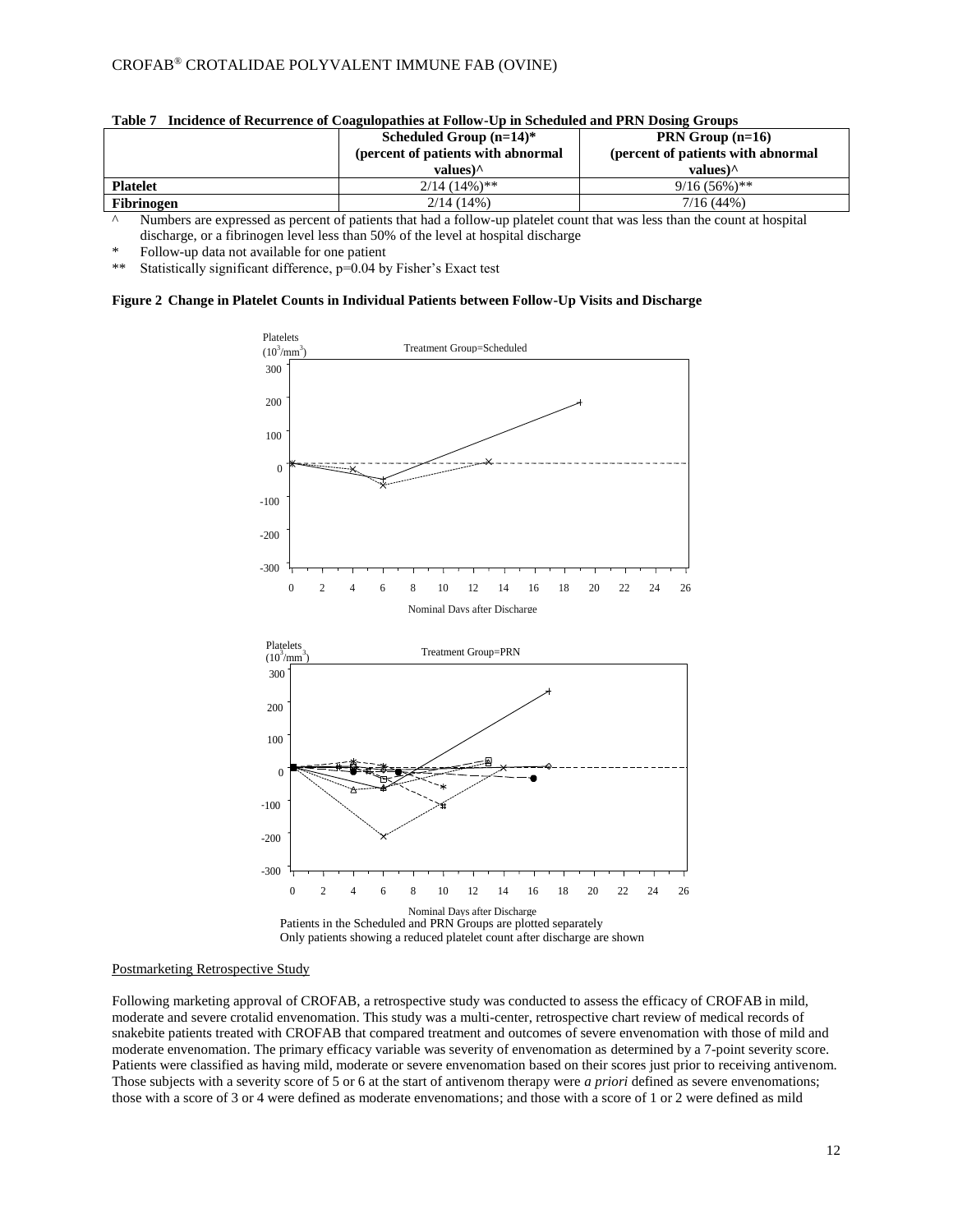**Table 7 Incidence of Recurrence of Coagulopathies at Follow-Up in Scheduled and PRN Dosing Groups**

| | Scheduled Group (n=14)* (percent of patients with abnormal values)^ | PRN Group (n=16) (percent of patients with abnormal values)^ |
|---|---|---|
| **Platelet** | 2/14 (14%)** | 9/16 (56%)** |
| **Fibrinogen** | 2/14 (14%) | 7/16 (44%) |

^ Numbers are expressed as percent of patients that had a follow-up platelet count that was less than the count at hospital discharge, or a fibrinogen level less than 50% of the level at hospital discharge

\* Follow-up data not available for one patient

** Statistically significant difference, p=0.04 by Fisher's Exact test

**Figure 2 Change in Platelet Counts in Individual Patients between Follow-Up Visits and Discharge**

Patients in the Scheduled and PRN Groups are plotted separately
Only patients showing a reduced platelet count after discharge are shown

<u>Postmarketing Retrospective Study</u>

Following marketing approval of CROFAB, a retrospective study was conducted to assess the efficacy of CROFAB in mild, moderate and severe crotalid envenomation. This study was a multi-center, retrospective chart review of medical records of snakebite patients treated with CROFAB that compared treatment and outcomes of severe envenomation with those of mild and moderate envenomation. The primary efficacy variable was severity of envenomation as determined by a 7-point severity score. Patients were classified as having mild, moderate or severe envenomation based on their scores just prior to receiving antivenom. Those subjects with a severity score of 5 or 6 at the start of antivenom therapy were *a priori* defined as severe envenomations; those with a score of 3 or 4 were defined as moderate envenomations; and those with a score of 1 or 2 were defined as mild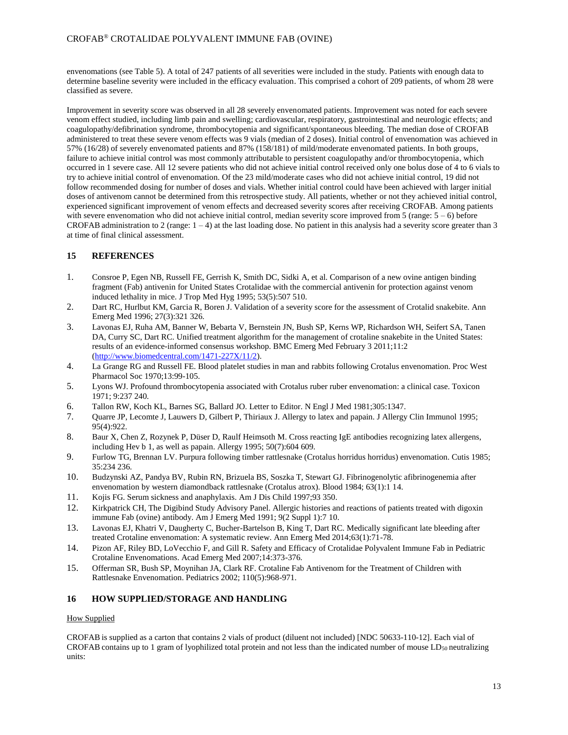envenomations (see Table 5). A total of 247 patients of all severities were included in the study. Patients with enough data to determine baseline severity were included in the efficacy evaluation. This comprised a cohort of 209 patients, of whom 28 were classified as severe.

Improvement in severity score was observed in all 28 severely envenomated patients. Improvement was noted for each severe venom effect studied, including limb pain and swelling; cardiovascular, respiratory, gastrointestinal and neurologic effects; and coagulopathy/defibrination syndrome, thrombocytopenia and significant/spontaneous bleeding. The median dose of CROFAB administered to treat these severe venom effects was 9 vials (median of 2 doses). Initial control of envenomation was achieved in 57% (16/28) of severely envenomated patients and 87% (158/181) of mild/moderate envenomated patients. In both groups, failure to achieve initial control was most commonly attributable to persistent coagulopathy and/or thrombocytopenia, which occurred in 1 severe case. All 12 severe patients who did not achieve initial control received only one bolus dose of 4 to 6 vials to try to achieve initial control of envenomation. Of the 23 mild/moderate cases who did not achieve initial control, 19 did not follow recommended dosing for number of doses and vials. Whether initial control could have been achieved with larger initial doses of antivenom cannot be determined from this retrospective study. All patients, whether or not they achieved initial control, experienced significant improvement of venom effects and decreased severity scores after receiving CROFAB. Among patients with severe envenomation who did not achieve initial control, median severity score improved from 5 (range: 5 – 6) before CROFAB administration to 2 (range: 1 – 4) at the last loading dose. No patient in this analysis had a severity score greater than 3 at time of final clinical assessment.

## 15 REFERENCES

1. Consroe P, Egen NB, Russell FE, Gerrish K, Smith DC, Sidki A, et al. Comparison of a new ovine antigen binding fragment (Fab) antivenin for United States Crotalidae with the commercial antivenin for protection against venom induced lethality in mice. J Trop Med Hyg 1995; 53(5):507 510.
2. Dart RC, Hurlbut KM, Garcia R, Boren J. Validation of a severity score for the assessment of Crotalid snakebite. Ann Emerg Med 1996; 27(3):321 326.
3. Lavonas EJ, Ruha AM, Banner W, Bebarta V, Bernstein JN, Bush SP, Kerns WP, Richardson WH, Seifert SA, Tanen DA, Curry SC, Dart RC. Unified treatment algorithm for the management of crotaline snakebite in the United States: results of an evidence-informed consensus workshop. BMC Emerg Med February 3 2011;11:2 (http://www.biomedcentral.com/1471-227X/11/2).
4. La Grange RG and Russell FE. Blood platelet studies in man and rabbits following Crotalus envenomation. Proc West Pharmacol Soc 1970;13:99-105.
5. Lyons WJ. Profound thrombocytopenia associated with Crotalus ruber ruber envenomation: a clinical case. Toxicon 1971; 9:237 240.
6. Tallon RW, Koch KL, Barnes SG, Ballard JO. Letter to Editor. N Engl J Med 1981;305:1347.
7. Quarre JP, Lecomte J, Lauwers D, Gilbert P, Thiriaux J. Allergy to latex and papain. J Allergy Clin Immunol 1995; 95(4):922.
8. Baur X, Chen Z, Rozynek P, Düser D, Raulf Heimsoth M. Cross reacting IgE antibodies recognizing latex allergens, including Hev b 1, as well as papain. Allergy 1995; 50(7):604 609.
9. Furlow TG, Brennan LV. Purpura following timber rattlesnake (Crotalus horridus horridus) envenomation. Cutis 1985; 35:234 236.
10. Budzynski AZ, Pandya BV, Rubin RN, Brizuela BS, Soszka T, Stewart GJ. Fibrinogenolytic afibrinogenemia after envenomation by western diamondback rattlesnake (Crotalus atrox). Blood 1984; 63(1):1 14.
11. Kojis FG. Serum sickness and anaphylaxis. Am J Dis Child 1997;93 350.
12. Kirkpatrick CH, The Digibind Study Advisory Panel. Allergic histories and reactions of patients treated with digoxin immune Fab (ovine) antibody. Am J Emerg Med 1991; 9(2 Suppl 1):7 10.
13. Lavonas EJ, Khatri V, Daugherty C, Bucher-Bartelson B, King T, Dart RC. Medically significant late bleeding after treated Crotaline envenomation: A systematic review. Ann Emerg Med 2014;63(1):71-78.
14. Pizon AF, Riley BD, LoVecchio F, and Gill R. Safety and Efficacy of Crotalidae Polyvalent Immune Fab in Pediatric Crotaline Envenomations. Acad Emerg Med 2007;14:373-376.
15. Offerman SR, Bush SP, Moynihan JA, Clark RF. Crotaline Fab Antivenom for the Treatment of Children with Rattlesnake Envenomation. Pediatrics 2002; 110(5):968-971.

## 16 HOW SUPPLIED/STORAGE AND HANDLING

How Supplied

CROFAB is supplied as a carton that contains 2 vials of product (diluent not included) [NDC 50633-110-12]. Each vial of CROFAB contains up to 1 gram of lyophilized total protein and not less than the indicated number of mouse $LD_{50}$ neutralizing units: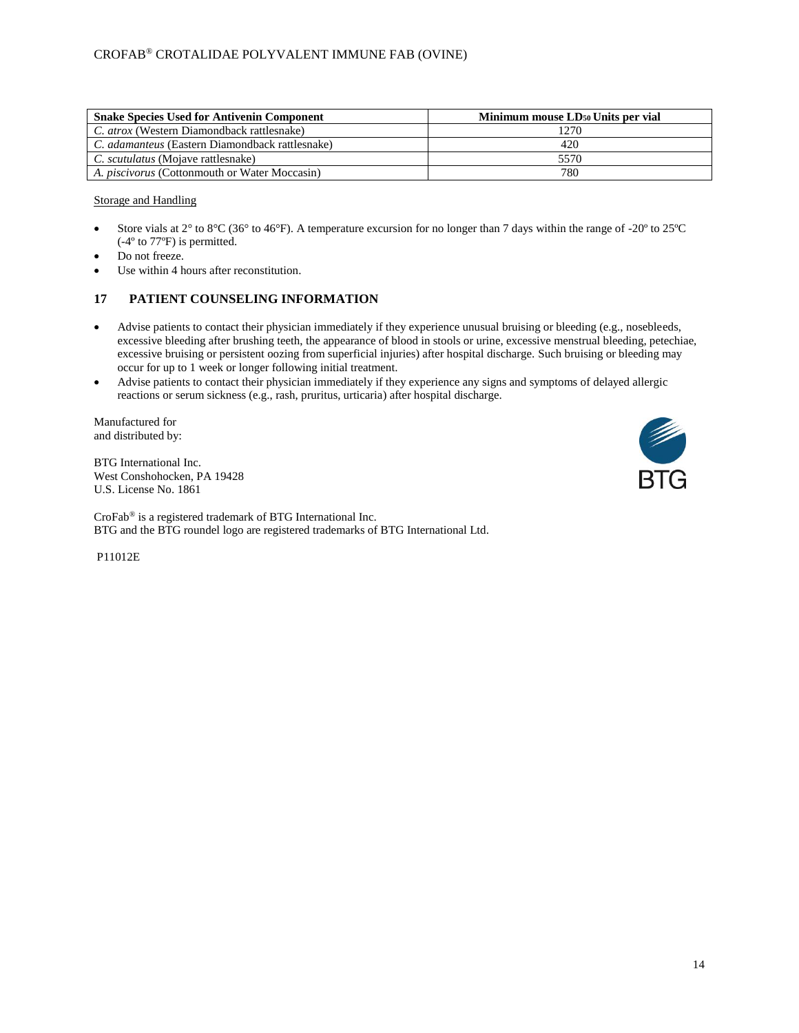| Snake Species Used for Antivenin Component | Minimum mouse $LD_{50}$ Units per vial |
|---|---|
| *C. atrox* (Western Diamondback rattlesnake) | 1270 |
| *C. adamanteus* (Eastern Diamondback rattlesnake) | 420 |
| *C. scutulatus* (Mojave rattlesnake) | 5570 |
| *A. piscivorus* (Cottonmouth or Water Moccasin) | 780 |

Storage and Handling

- Store vials at 2° to 8°C (36° to 46°F). A temperature excursion for no longer than 7 days within the range of -20º to 25ºC (-4º to 77ºF) is permitted.
- Do not freeze.
- Use within 4 hours after reconstitution.

## 17 PATIENT COUNSELING INFORMATION

- Advise patients to contact their physician immediately if they experience unusual bruising or bleeding (e.g., nosebleeds, excessive bleeding after brushing teeth, the appearance of blood in stools or urine, excessive menstrual bleeding, petechiae, excessive bruising or persistent oozing from superficial injuries) after hospital discharge. Such bruising or bleeding may occur for up to 1 week or longer following initial treatment.
- Advise patients to contact their physician immediately if they experience any signs and symptoms of delayed allergic reactions or serum sickness (e.g., rash, pruritus, urticaria) after hospital discharge.

Manufactured for
and distributed by:

BTG International Inc.
West Conshohocken, PA 19428
U.S. License No. 1861

CroFab® is a registered trademark of BTG International Inc.
BTG and the BTG roundel logo are registered trademarks of BTG International Ltd.

P11012E